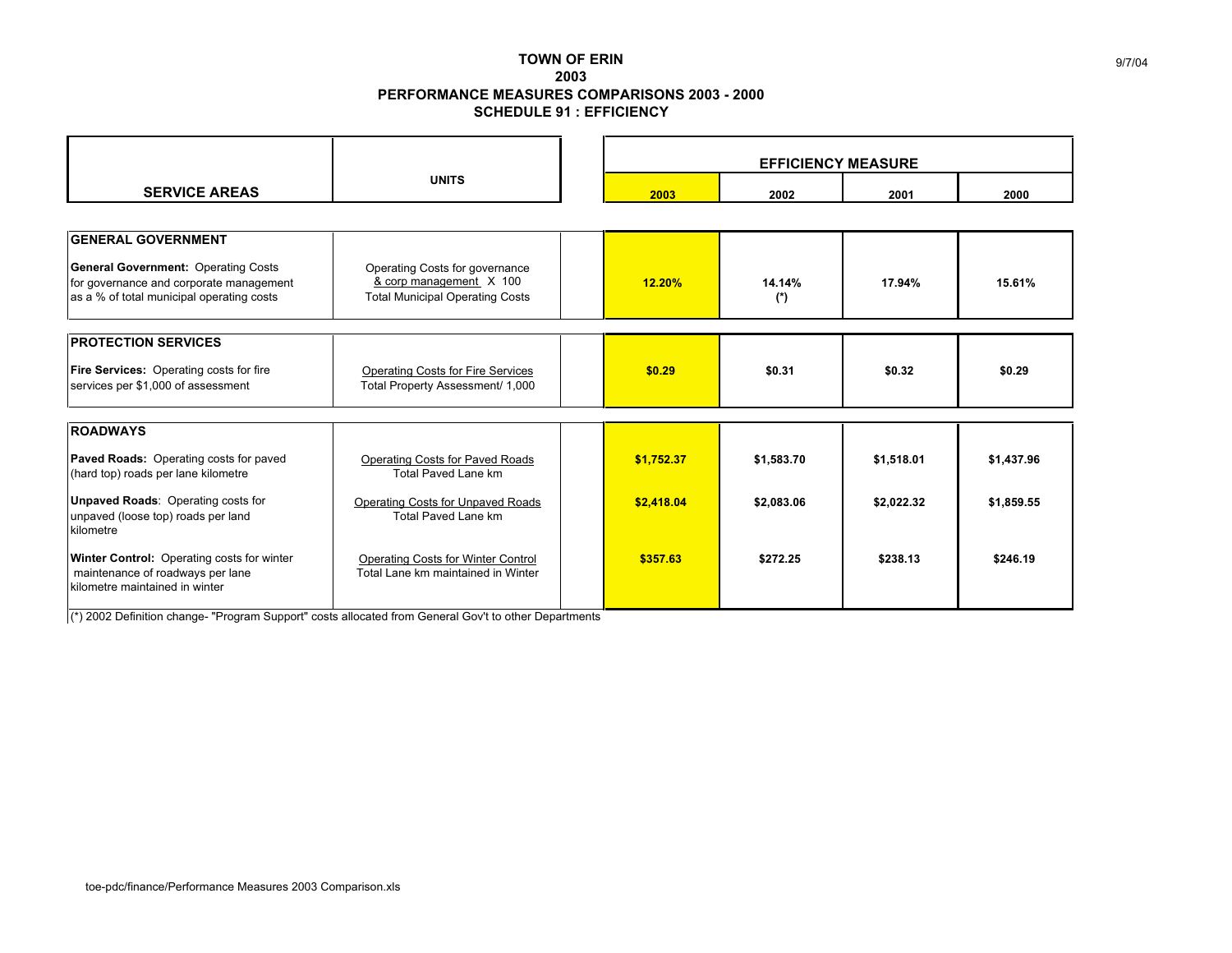# TOWN OF ERIN
## 2003
## PERFORMANCE MEASURES COMPARISONS 2003 - 2000
## SCHEDULE 91 : EFFICIENCY

| SERVICE AREAS | UNITS | EFFICIENCY MEASURE 2003 | 2002 | 2001 | 2000 |
|---|---|---|---|---|---|
| **GENERAL GOVERNMENT** | | | | | |
| **General Government:** Operating Costs for governance and corporate management as a % of total municipal operating costs | Operating Costs for governance & corp management X 100 / Total Municipal Operating Costs | 12.20% | 14.14% (*) | 17.94% | 15.61% |
| **PROTECTION SERVICES** | | | | | |
| **Fire Services:** Operating costs for fire services per $1,000 of assessment | Operating Costs for Fire Services / Total Property Assessment/ 1,000 | $0.29 | $0.31 | $0.32 | $0.29 |
| **ROADWAYS** | | | | | |
| **Paved Roads:** Operating costs for paved (hard top) roads per lane kilometre | Operating Costs for Paved Roads / Total Paved Lane km | $1,752.37 | $1,583.70 | $1,518.01 | $1,437.96 |
| **Unpaved Roads**: Operating costs for unpaved (loose top) roads per land kilometre | Operating Costs for Unpaved Roads / Total Paved Lane km | $2,418.04 | $2,083.06 | $2,022.32 | $1,859.55 |
| **Winter Control:** Operating costs for winter maintenance of roadways per lane kilometre maintained in winter | Operating Costs for Winter Control / Total Lane km maintained in Winter | $357.63 | $272.25 | $238.13 | $246.19 |

(*) 2002 Definition change- "Program Support" costs allocated from General Gov't to other Departments

toe-pdc/finance/Performance Measures 2003 Comparison.xls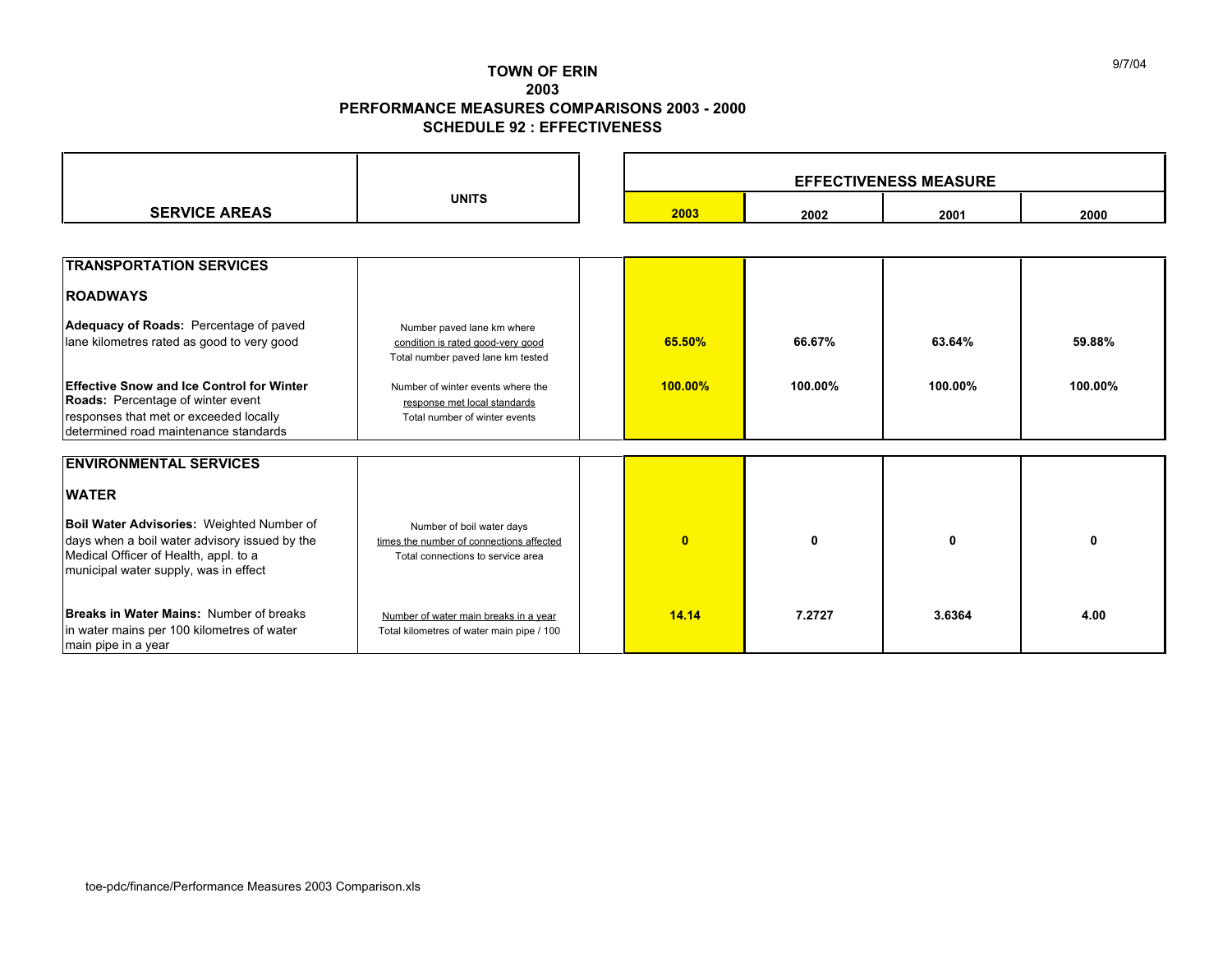# TOWN OF ERIN
## 2003
## PERFORMANCE MEASURES COMPARISONS 2003 - 2000
## SCHEDULE 92 : EFFECTIVENESS

| SERVICE AREAS | UNITS | EFFECTIVENESS MEASURE | | | |
|---|---|---|---|---|---|
| | | 2003 | 2002 | 2001 | 2000 |
| **TRANSPORTATION SERVICES** | | | | | |
| **ROADWAYS** | | | | | |
| **Adequacy of Roads:** Percentage of paved lane kilometres rated as good to very good | Number paved lane km where condition is rated good-very good / Total number paved lane km tested | **65.50%** | **66.67%** | **63.64%** | **59.88%** |
| **Effective Snow and Ice Control for Winter Roads:** Percentage of winter event responses that met or exceeded locally determined road maintenance standards | Number of winter events where the response met local standards / Total number of winter events | **100.00%** | **100.00%** | **100.00%** | **100.00%** |
| **ENVIRONMENTAL SERVICES** | | | | | |
| **WATER** | | | | | |
| **Boil Water Advisories:** Weighted Number of days when a boil water advisory issued by the Medical Officer of Health, appl. to a municipal water supply, was in effect | Number of boil water days times the number of connections affected / Total connections to service area | **0** | **0** | **0** | **0** |
| **Breaks in Water Mains:** Number of breaks in water mains per 100 kilometres of water main pipe in a year | Number of water main breaks in a year / Total kilometres of water main pipe / 100 | **14.14** | **7.2727** | **3.6364** | **4.00** |

toe-pdc/finance/Performance Measures 2003 Comparison.xls